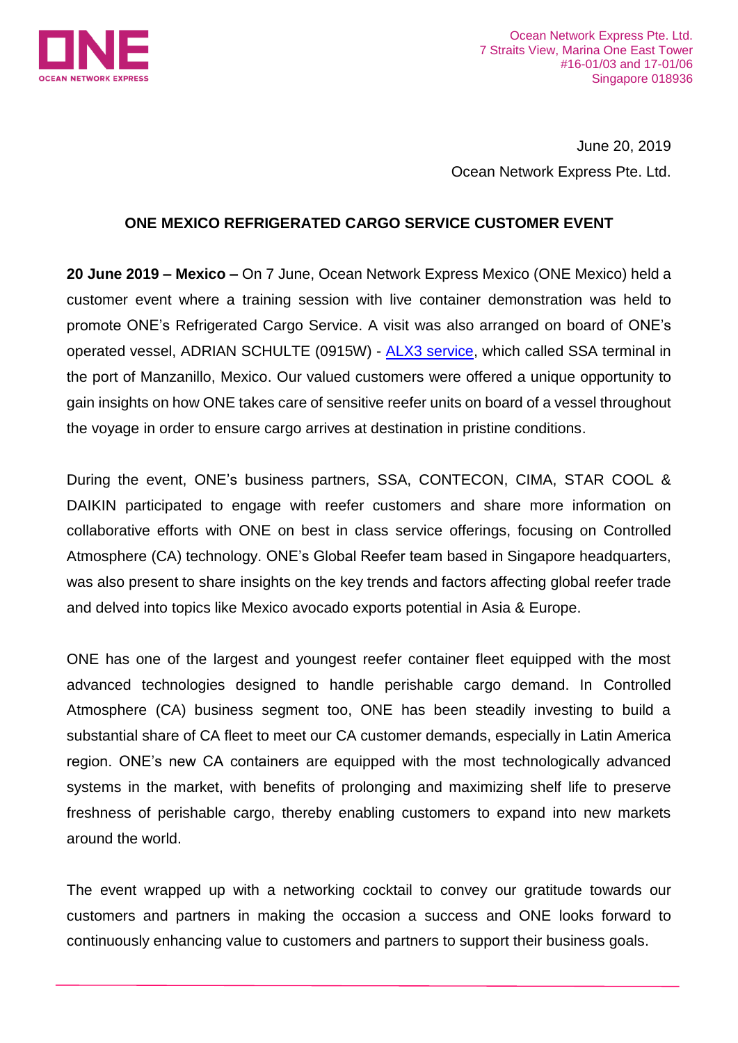Ocean Network Express Pte. Ltd.
7 Straits View, Marina One East Tower
#16-01/03 and 17-01/06
Singapore 018936

June 20, 2019
Ocean Network Express Pte. Ltd.

## ONE MEXICO REFRIGERATED CARGO SERVICE CUSTOMER EVENT

**20 June 2019 – Mexico –** On 7 June, Ocean Network Express Mexico (ONE Mexico) held a customer event where a training session with live container demonstration was held to promote ONE's Refrigerated Cargo Service. A visit was also arranged on board of ONE's operated vessel, ADRIAN SCHULTE (0915W) - ALX3 service, which called SSA terminal in the port of Manzanillo, Mexico. Our valued customers were offered a unique opportunity to gain insights on how ONE takes care of sensitive reefer units on board of a vessel throughout the voyage in order to ensure cargo arrives at destination in pristine conditions.

During the event, ONE's business partners, SSA, CONTECON, CIMA, STAR COOL & DAIKIN participated to engage with reefer customers and share more information on collaborative efforts with ONE on best in class service offerings, focusing on Controlled Atmosphere (CA) technology. ONE's Global Reefer team based in Singapore headquarters, was also present to share insights on the key trends and factors affecting global reefer trade and delved into topics like Mexico avocado exports potential in Asia & Europe.

ONE has one of the largest and youngest reefer container fleet equipped with the most advanced technologies designed to handle perishable cargo demand. In Controlled Atmosphere (CA) business segment too, ONE has been steadily investing to build a substantial share of CA fleet to meet our CA customer demands, especially in Latin America region. ONE's new CA containers are equipped with the most technologically advanced systems in the market, with benefits of prolonging and maximizing shelf life to preserve freshness of perishable cargo, thereby enabling customers to expand into new markets around the world.

The event wrapped up with a networking cocktail to convey our gratitude towards our customers and partners in making the occasion a success and ONE looks forward to continuously enhancing value to customers and partners to support their business goals.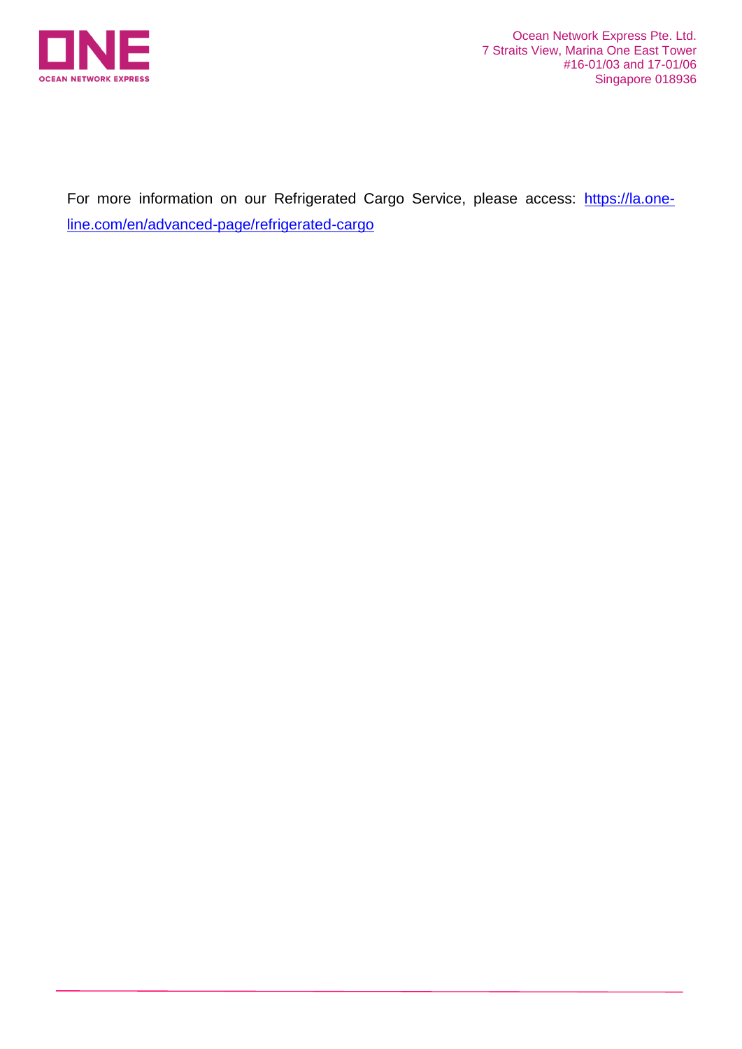For more information on our Refrigerated Cargo Service, please access: [https://la.one-line.com/en/advanced-page/refrigerated-cargo](https://la.one-line.com/en/advanced-page/refrigerated-cargo)